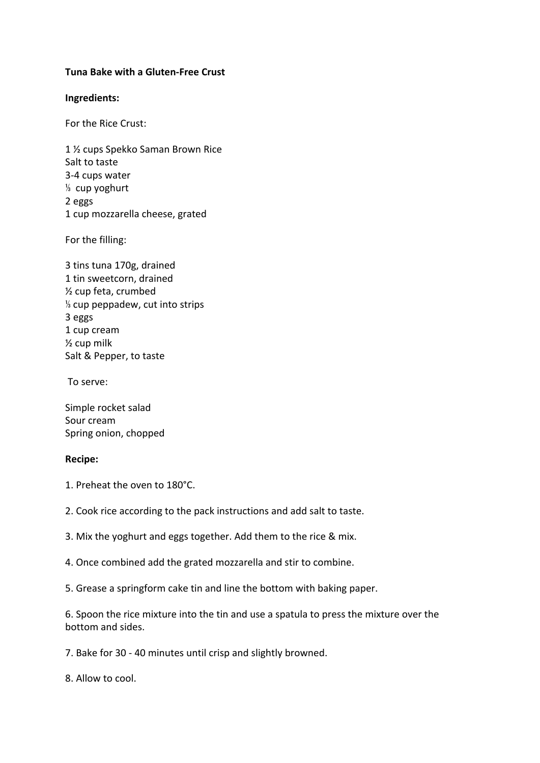**Tuna Bake with a Gluten-Free Crust**

**Ingredients:**

For the Rice Crust:

1 ½ cups Spekko Saman Brown Rice
Salt to taste
3-4 cups water
⅓ cup yoghurt
2 eggs
1 cup mozzarella cheese, grated

For the filling:

3 tins tuna 170g, drained
1 tin sweetcorn, drained
½ cup feta, crumbed
⅓ cup peppadew, cut into strips
3 eggs
1 cup cream
½ cup milk
Salt & Pepper, to taste

To serve:

Simple rocket salad
Sour cream
Spring onion, chopped

**Recipe:**

1. Preheat the oven to 180°C.

2. Cook rice according to the pack instructions and add salt to taste.

3. Mix the yoghurt and eggs together. Add them to the rice & mix.

4. Once combined add the grated mozzarella and stir to combine.

5. Grease a springform cake tin and line the bottom with baking paper.

6. Spoon the rice mixture into the tin and use a spatula to press the mixture over the bottom and sides.

7. Bake for 30 - 40 minutes until crisp and slightly browned.

8. Allow to cool.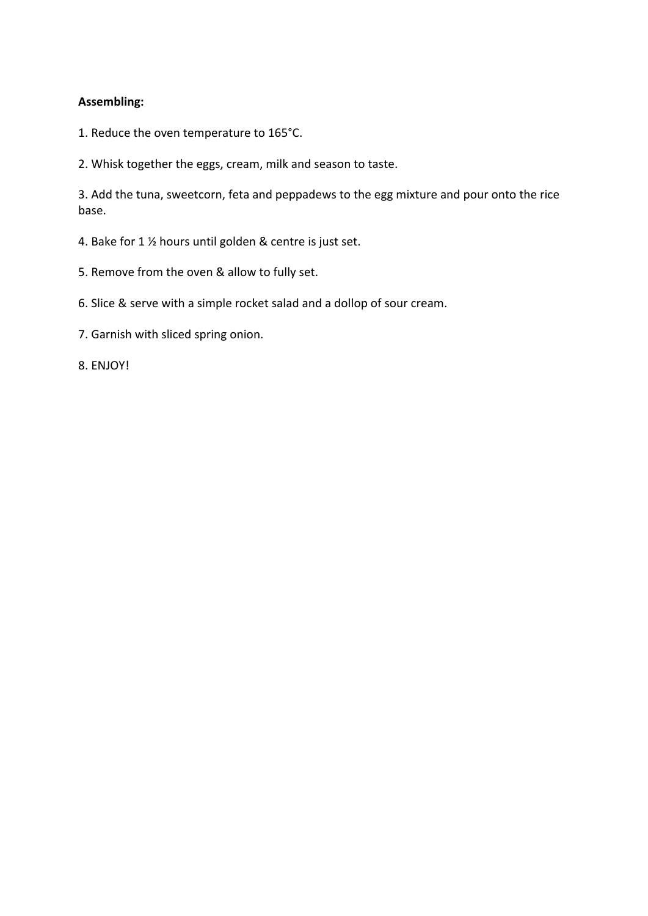**Assembling:**

1. Reduce the oven temperature to 165°C.

2. Whisk together the eggs, cream, milk and season to taste.

3. Add the tuna, sweetcorn, feta and peppadews to the egg mixture and pour onto the rice base.

4. Bake for 1 ½ hours until golden & centre is just set.

5. Remove from the oven & allow to fully set.

6. Slice & serve with a simple rocket salad and a dollop of sour cream.

7. Garnish with sliced spring onion.

8. ENJOY!